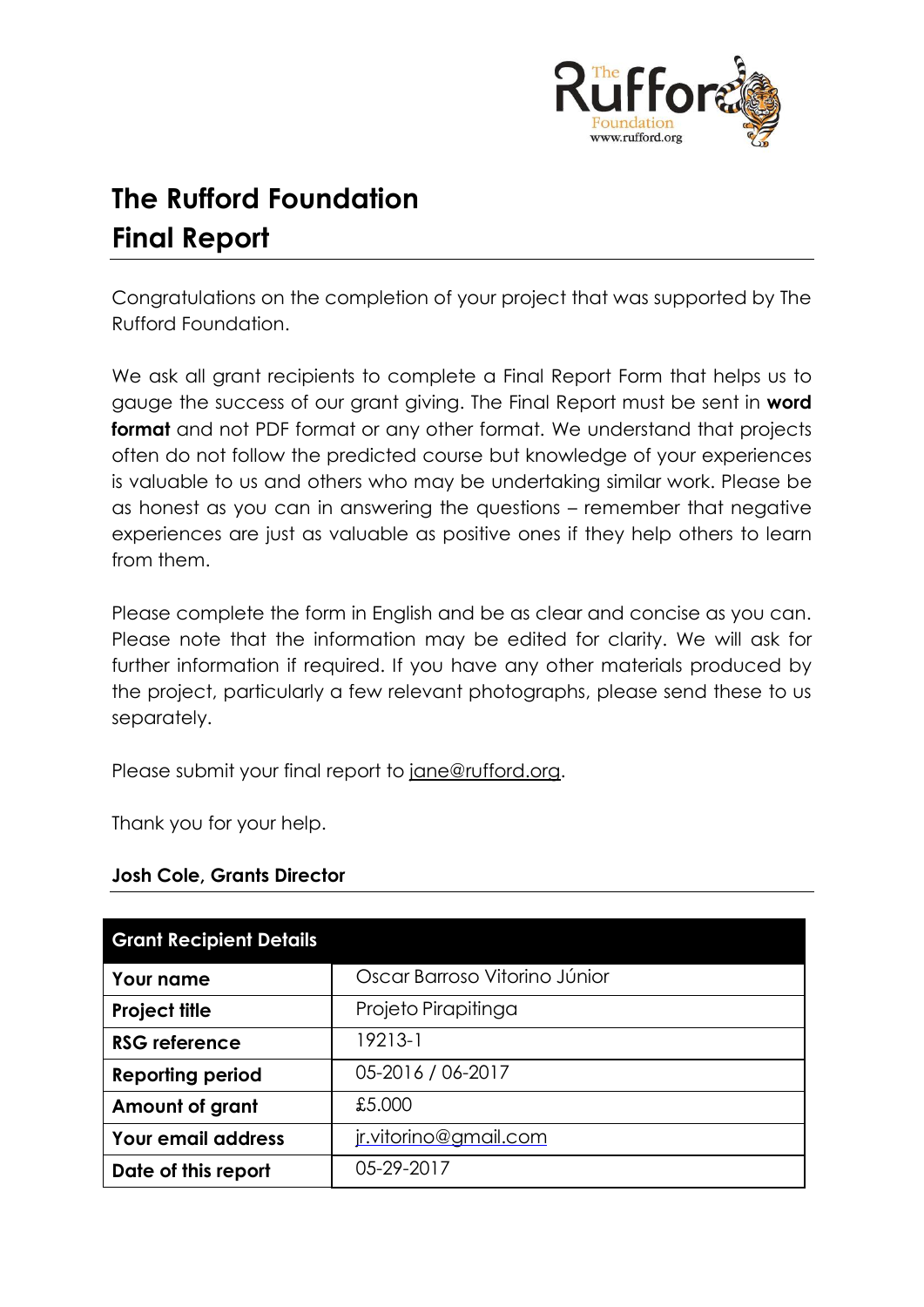# The Rufford Foundation
# Final Report

Congratulations on the completion of your project that was supported by The Rufford Foundation.

We ask all grant recipients to complete a Final Report Form that helps us to gauge the success of our grant giving. The Final Report must be sent in **word format** and not PDF format or any other format. We understand that projects often do not follow the predicted course but knowledge of your experiences is valuable to us and others who may be undertaking similar work. Please be as honest as you can in answering the questions – remember that negative experiences are just as valuable as positive ones if they help others to learn from them.

Please complete the form in English and be as clear and concise as you can. Please note that the information may be edited for clarity. We will ask for further information if required. If you have any other materials produced by the project, particularly a few relevant photographs, please send these to us separately.

Please submit your final report to jane@rufford.org.

Thank you for your help.

**Josh Cole, Grants Director**

| Grant Recipient Details | |
|---|---|
| **Your name** | Oscar Barroso Vitorino Júnior |
| **Project title** | Projeto Pirapitinga |
| **RSG reference** | 19213-1 |
| **Reporting period** | 05-2016 / 06-2017 |
| **Amount of grant** | £5.000 |
| **Your email address** | jr.vitorino@gmail.com |
| **Date of this report** | 05-29-2017 |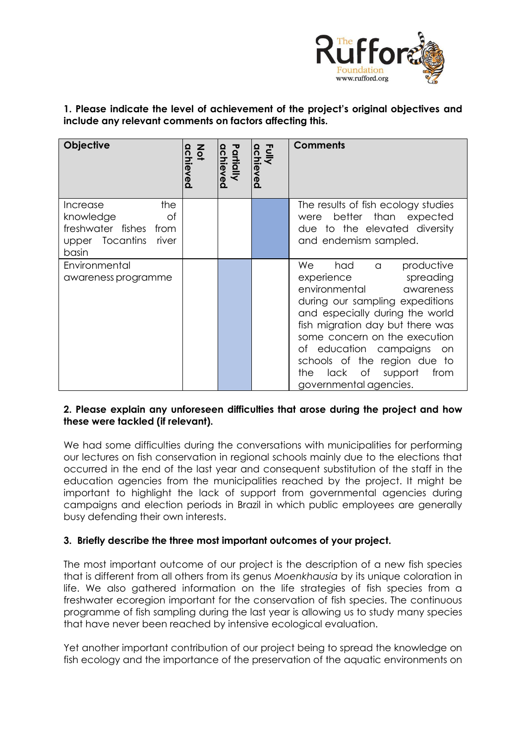**1. Please indicate the level of achievement of the project's original objectives and include any relevant comments on factors affecting this.**

| Objective | Not achieved | Partially achieved | Fully achieved | Comments |
|---|---|---|---|---|
| Increase the knowledge of freshwater fishes from upper Tocantins river basin | | | X | The results of fish ecology studies were better than expected due to the elevated diversity and endemism sampled. |
| Environmental awareness programme | | X | | We had a productive experience spreading environmental awareness during our sampling expeditions and especially during the world fish migration day but there was some concern on the execution of education campaigns on schools of the region due to the lack of support from governmental agencies. |

**2. Please explain any unforeseen difficulties that arose during the project and how these were tackled (if relevant).**

We had some difficulties during the conversations with municipalities for performing our lectures on fish conservation in regional schools mainly due to the elections that occurred in the end of the last year and consequent substitution of the staff in the education agencies from the municipalities reached by the project. It might be important to highlight the lack of support from governmental agencies during campaigns and election periods in Brazil in which public employees are generally busy defending their own interests.

**3. Briefly describe the three most important outcomes of your project.**

The most important outcome of our project is the description of a new fish species that is different from all others from its genus *Moenkhausia* by its unique coloration in life. We also gathered information on the life strategies of fish species from a freshwater ecoregion important for the conservation of fish species. The continuous programme of fish sampling during the last year is allowing us to study many species that have never been reached by intensive ecological evaluation.

Yet another important contribution of our project being to spread the knowledge on fish ecology and the importance of the preservation of the aquatic environments on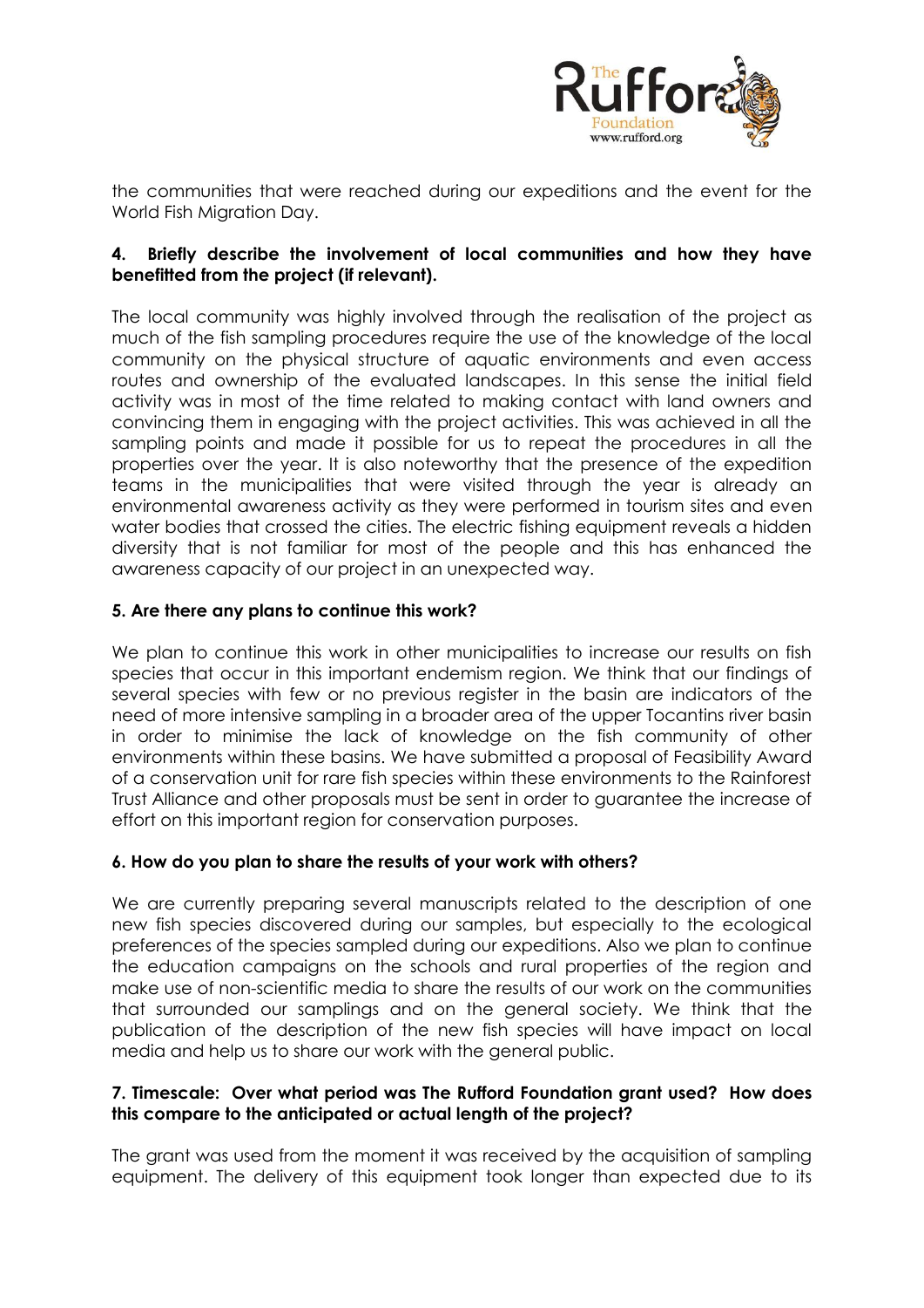the communities that were reached during our expeditions and the event for the World Fish Migration Day.

**4. Briefly describe the involvement of local communities and how they have benefitted from the project (if relevant).**

The local community was highly involved through the realisation of the project as much of the fish sampling procedures require the use of the knowledge of the local community on the physical structure of aquatic environments and even access routes and ownership of the evaluated landscapes. In this sense the initial field activity was in most of the time related to making contact with land owners and convincing them in engaging with the project activities. This was achieved in all the sampling points and made it possible for us to repeat the procedures in all the properties over the year. It is also noteworthy that the presence of the expedition teams in the municipalities that were visited through the year is already an environmental awareness activity as they were performed in tourism sites and even water bodies that crossed the cities. The electric fishing equipment reveals a hidden diversity that is not familiar for most of the people and this has enhanced the awareness capacity of our project in an unexpected way.

**5. Are there any plans to continue this work?**

We plan to continue this work in other municipalities to increase our results on fish species that occur in this important endemism region. We think that our findings of several species with few or no previous register in the basin are indicators of the need of more intensive sampling in a broader area of the upper Tocantins river basin in order to minimise the lack of knowledge on the fish community of other environments within these basins. We have submitted a proposal of Feasibility Award of a conservation unit for rare fish species within these environments to the Rainforest Trust Alliance and other proposals must be sent in order to guarantee the increase of effort on this important region for conservation purposes.

**6. How do you plan to share the results of your work with others?**

We are currently preparing several manuscripts related to the description of one new fish species discovered during our samples, but especially to the ecological preferences of the species sampled during our expeditions. Also we plan to continue the education campaigns on the schools and rural properties of the region and make use of non-scientific media to share the results of our work on the communities that surrounded our samplings and on the general society. We think that the publication of the description of the new fish species will have impact on local media and help us to share our work with the general public.

**7. Timescale: Over what period was The Rufford Foundation grant used? How does this compare to the anticipated or actual length of the project?**

The grant was used from the moment it was received by the acquisition of sampling equipment. The delivery of this equipment took longer than expected due to its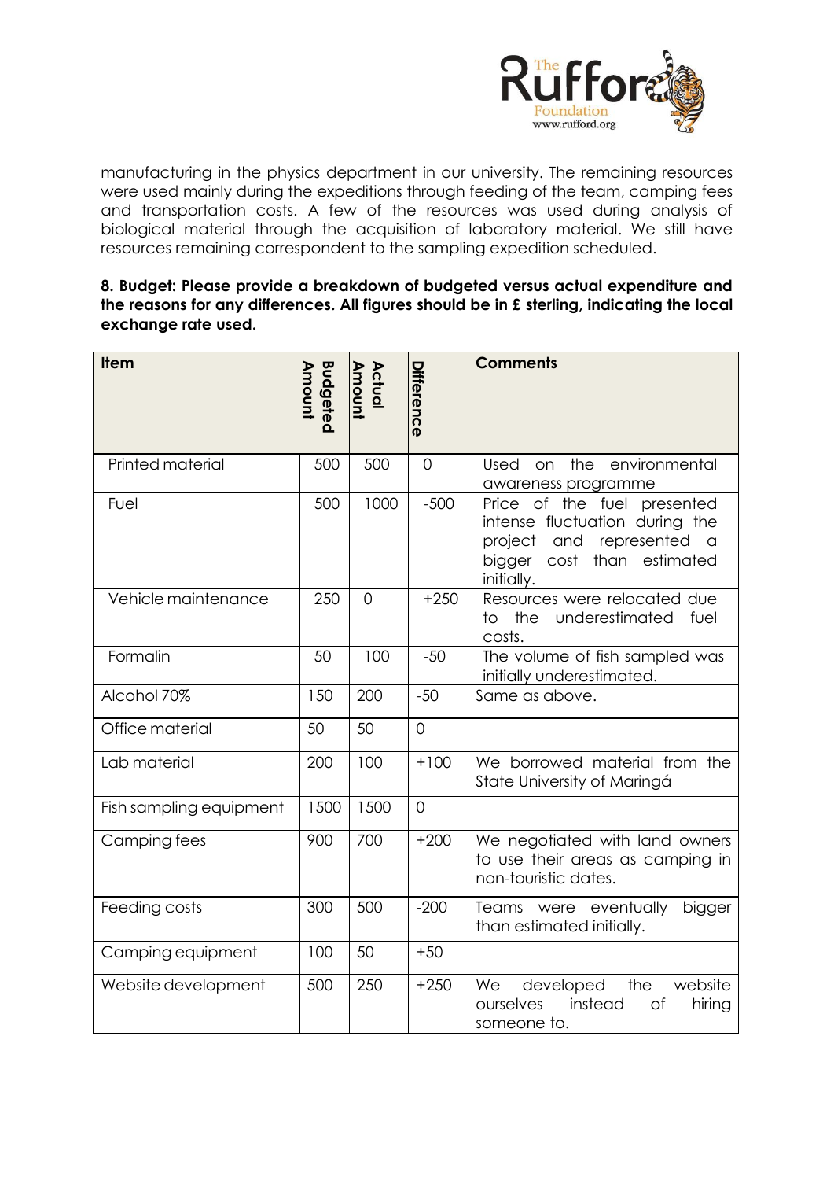manufacturing in the physics department in our university. The remaining resources were used mainly during the expeditions through feeding of the team, camping fees and transportation costs. A few of the resources was used during analysis of biological material through the acquisition of laboratory material. We still have resources remaining correspondent to the sampling expedition scheduled.

**8. Budget: Please provide a breakdown of budgeted versus actual expenditure and the reasons for any differences. All figures should be in £ sterling, indicating the local exchange rate used.**

| Item | Budgeted Amount | Actual Amount | Difference | Comments |
|---|---|---|---|---|
| Printed material | 500 | 500 | 0 | Used on the environmental awareness programme |
| Fuel | 500 | 1000 | -500 | Price of the fuel presented intense fluctuation during the project and represented a bigger cost than estimated initially. |
| Vehicle maintenance | 250 | 0 | +250 | Resources were relocated due to the underestimated fuel costs. |
| Formalin | 50 | 100 | -50 | The volume of fish sampled was initially underestimated. |
| Alcohol 70% | 150 | 200 | -50 | Same as above. |
| Office material | 50 | 50 | 0 | |
| Lab material | 200 | 100 | +100 | We borrowed material from the State University of Maringá |
| Fish sampling equipment | 1500 | 1500 | 0 | |
| Camping fees | 900 | 700 | +200 | We negotiated with land owners to use their areas as camping in non-touristic dates. |
| Feeding costs | 300 | 500 | -200 | Teams were eventually bigger than estimated initially. |
| Camping equipment | 100 | 50 | +50 | |
| Website development | 500 | 250 | +250 | We developed the website ourselves instead of hiring someone to. |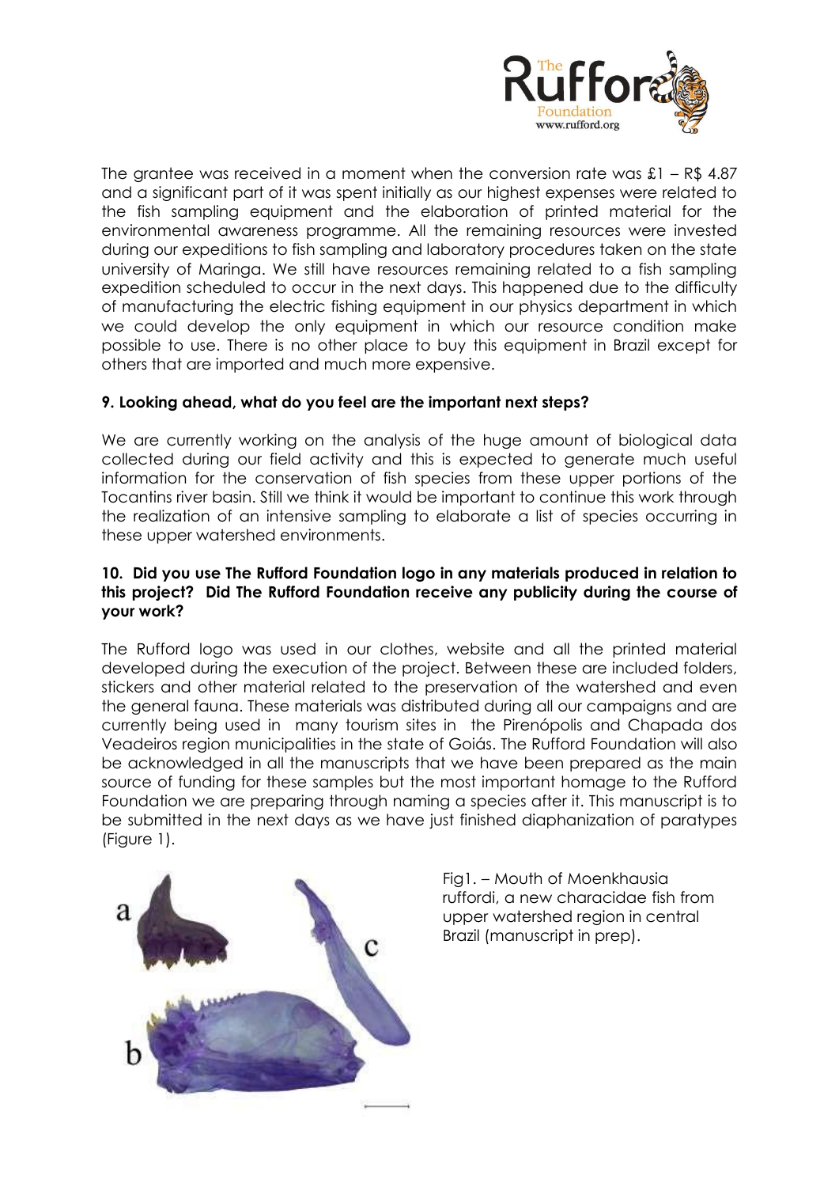The grantee was received in a moment when the conversion rate was £1 – R$ 4.87 and a significant part of it was spent initially as our highest expenses were related to the fish sampling equipment and the elaboration of printed material for the environmental awareness programme. All the remaining resources were invested during our expeditions to fish sampling and laboratory procedures taken on the state university of Maringa. We still have resources remaining related to a fish sampling expedition scheduled to occur in the next days. This happened due to the difficulty of manufacturing the electric fishing equipment in our physics department in which we could develop the only equipment in which our resource condition make possible to use. There is no other place to buy this equipment in Brazil except for others that are imported and much more expensive.

**9. Looking ahead, what do you feel are the important next steps?**

We are currently working on the analysis of the huge amount of biological data collected during our field activity and this is expected to generate much useful information for the conservation of fish species from these upper portions of the Tocantins river basin. Still we think it would be important to continue this work through the realization of an intensive sampling to elaborate a list of species occurring in these upper watershed environments.

**10. Did you use The Rufford Foundation logo in any materials produced in relation to this project? Did The Rufford Foundation receive any publicity during the course of your work?**

The Rufford logo was used in our clothes, website and all the printed material developed during the execution of the project. Between these are included folders, stickers and other material related to the preservation of the watershed and even the general fauna. These materials was distributed during all our campaigns and are currently being used in many tourism sites in the Pirenópolis and Chapada dos Veadeiros region municipalities in the state of Goiás. The Rufford Foundation will also be acknowledged in all the manuscripts that we have been prepared as the main source of funding for these samples but the most important homage to the Rufford Foundation we are preparing through naming a species after it. This manuscript is to be submitted in the next days as we have just finished diaphanization of paratypes (Figure 1).

Fig1. – Mouth of Moenkhausia ruffordi, a new characidae fish from upper watershed region in central Brazil (manuscript in prep).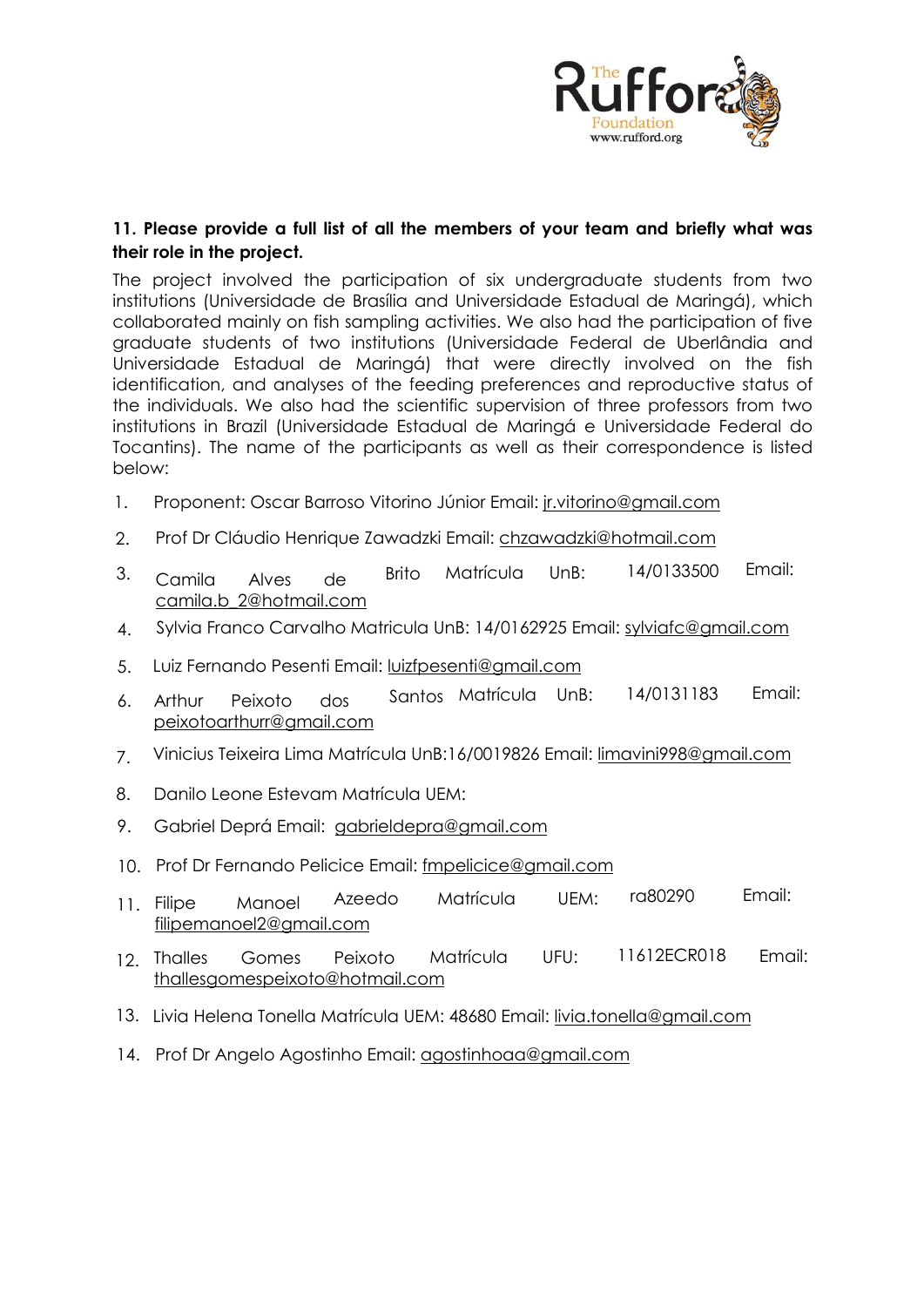**11. Please provide a full list of all the members of your team and briefly what was their role in the project.**

The project involved the participation of six undergraduate students from two institutions (Universidade de Brasília and Universidade Estadual de Maringá), which collaborated mainly on fish sampling activities. We also had the participation of five graduate students of two institutions (Universidade Federal de Uberlândia and Universidade Estadual de Maringá) that were directly involved on the fish identification, and analyses of the feeding preferences and reproductive status of the individuals. We also had the scientific supervision of three professors from two institutions in Brazil (Universidade Estadual de Maringá e Universidade Federal do Tocantins). The name of the participants as well as their correspondence is listed below:

1. Proponent: Oscar Barroso Vitorino Júnior Email: jr.vitorino@gmail.com
2. Prof Dr Cláudio Henrique Zawadzki Email: chzawadzki@hotmail.com
3. Camila Alves de Brito Matrícula UnB: 14/0133500 Email: camila.b_2@hotmail.com
4. Sylvia Franco Carvalho Matricula UnB: 14/0162925 Email: sylviafc@gmail.com
5. Luiz Fernando Pesenti Email: luizfpesenti@gmail.com
6. Arthur Peixoto dos Santos Matrícula UnB: 14/0131183 Email: peixotoarthurr@gmail.com
7. Vinicius Teixeira Lima Matrícula UnB:16/0019826 Email: limavini998@gmail.com
8. Danilo Leone Estevam Matrícula UEM:
9. Gabriel Deprá Email: gabrieldepra@gmail.com
10. Prof Dr Fernando Pelicice Email: fmpelicice@gmail.com
11. Filipe Manoel Azeedo Matrícula UEM: ra80290 Email: filipemanoel2@gmail.com
12. Thalles Gomes Peixoto Matrícula UFU: 11612ECR018 Email: thallesgomespeixoto@hotmail.com
13. Livia Helena Tonella Matrícula UEM: 48680 Email: livia.tonella@gmail.com
14. Prof Dr Angelo Agostinho Email: agostinhoaa@gmail.com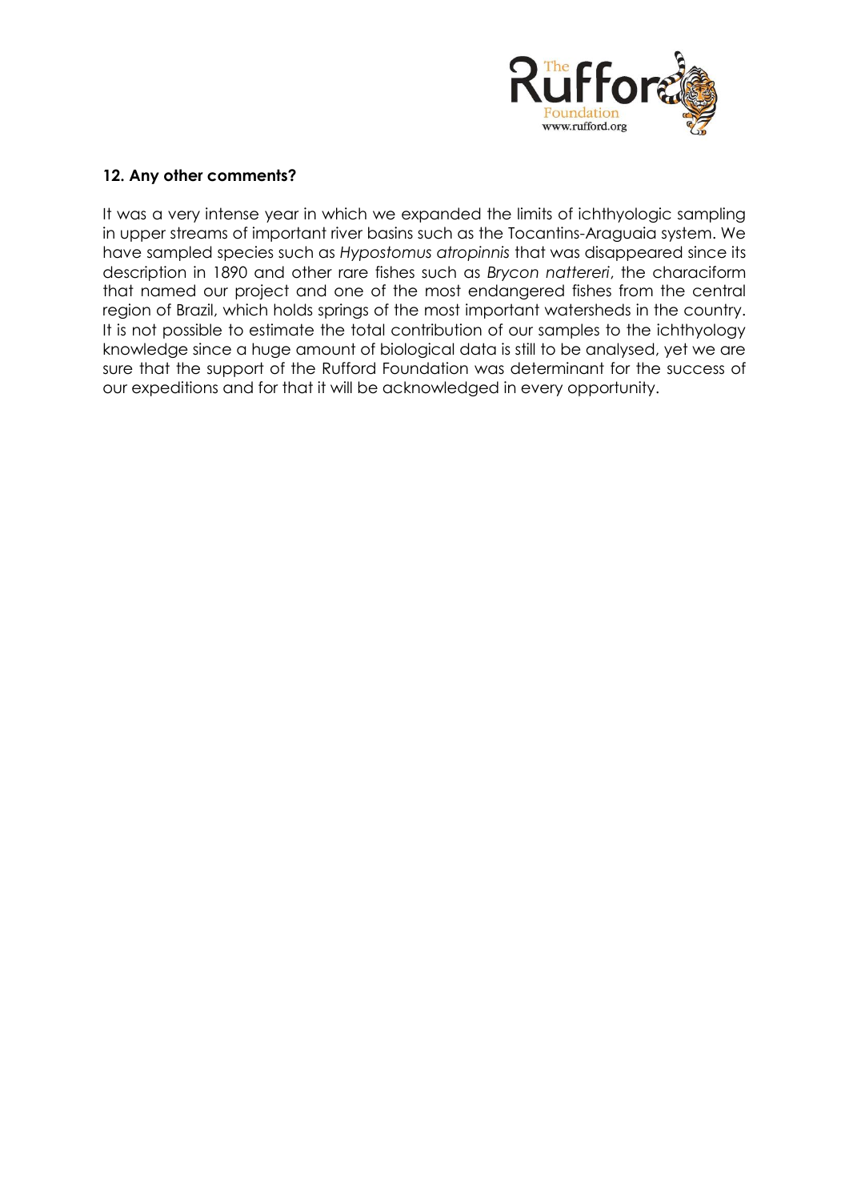**12. Any other comments?**

It was a very intense year in which we expanded the limits of ichthyologic sampling in upper streams of important river basins such as the Tocantins-Araguaia system. We have sampled species such as *Hypostomus atropinnis* that was disappeared since its description in 1890 and other rare fishes such as *Brycon nattereri*, the characiform that named our project and one of the most endangered fishes from the central region of Brazil, which holds springs of the most important watersheds in the country. It is not possible to estimate the total contribution of our samples to the ichthyology knowledge since a huge amount of biological data is still to be analysed, yet we are sure that the support of the Rufford Foundation was determinant for the success of our expeditions and for that it will be acknowledged in every opportunity.